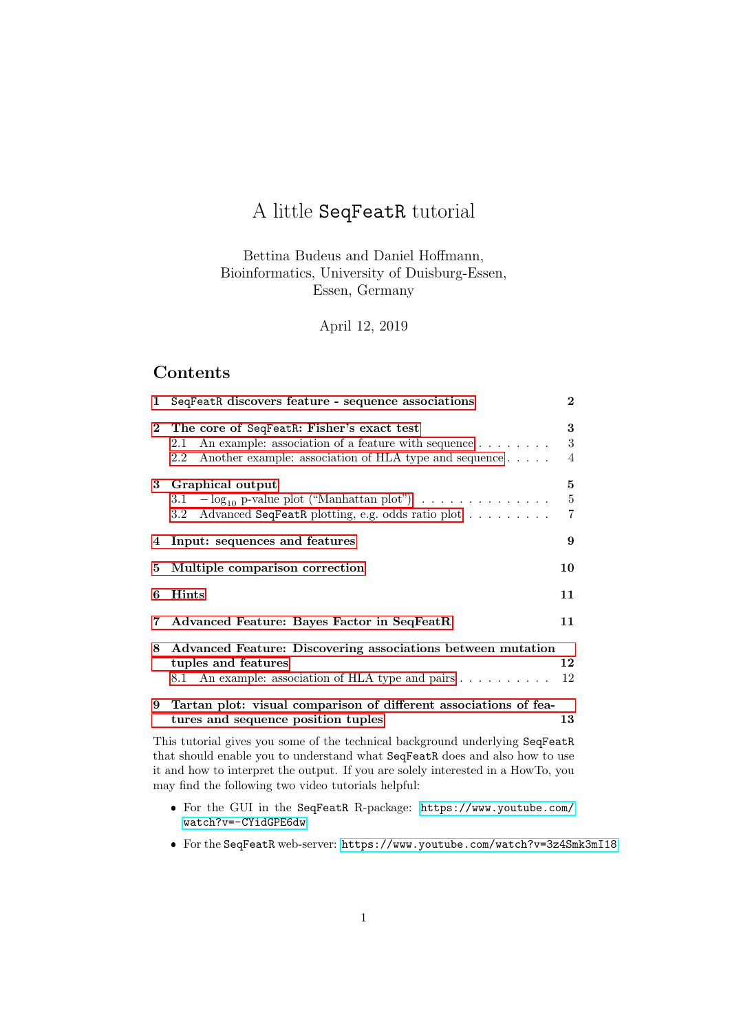# A little SeqFeatR tutorial

Bettina Budeus and Daniel Hoffmann,
Bioinformatics, University of Duisburg-Essen,
Essen, Germany

April 12, 2019

## Contents

1 SeqFeatR discovers feature - sequence associations . . . 2

2 The core of SeqFeatR: Fisher's exact test . . . 3
- 2.1 An example: association of a feature with sequence . . . 3
- 2.2 Another example: association of HLA type and sequence . . . 4

3 Graphical output . . . 5
- 3.1 $-\log_{10}$ p-value plot ("Manhattan plot") . . . 5
- 3.2 Advanced SeqFeatR plotting, e.g. odds ratio plot . . . 7

4 Input: sequences and features . . . 9

5 Multiple comparison correction . . . 10

6 Hints . . . 11

7 Advanced Feature: Bayes Factor in SeqFeatR . . . 11

8 Advanced Feature: Discovering associations between mutation tuples and features . . . 12
- 8.1 An example: association of HLA type and pairs . . . 12

9 Tartan plot: visual comparison of different associations of features and sequence position tuples . . . 13

This tutorial gives you some of the technical background underlying SeqFeatR that should enable you to understand what SeqFeatR does and also how to use it and how to interpret the output. If you are solely interested in a HowTo, you may find the following two video tutorials helpful:

- For the GUI in the SeqFeatR R-package: https://www.youtube.com/watch?v=-CYidGPE6dw
- For the SeqFeatR web-server: https://www.youtube.com/watch?v=3z4Smk3mI18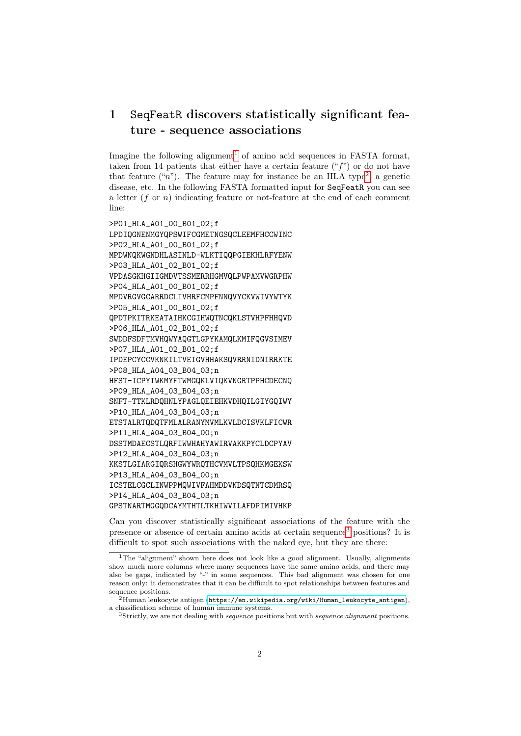# 1 SeqFeatR discovers statistically significant feature - sequence associations

Imagine the following alignment[1] of amino acid sequences in FASTA format, taken from 14 patients that either have a certain feature ("*f*") or do not have that feature ("*n*"). The feature may for instance be an HLA type[2], a genetic disease, etc. In the following FASTA formatted input for SeqFeatR you can see a letter (*f* or *n*) indicating feature or not-feature at the end of each comment line:

```
>P01_HLA_A01_00_B01_02;f
LPDIQGNENMGYQPSWIFCGMETNGSQCLEEMFHCCWINC
>P02_HLA_A01_00_B01_02;f
MPDWNQKWGNDHLASINLD-WLKTIQQPGIEKHLRFYENW
>P03_HLA_A01_02_B01_02;f
VPDASGKHGIIGMDVTSSMERRHGMVQLPWPAMVWGRPHW
>P04_HLA_A01_00_B01_02;f
MPDVRGVGCARRDCLIVHRFCMPFNNQVYCKVWIVYWTYK
>P05_HLA_A01_00_B01_02;f
QPDTPKITRKEATAIHKCGIHWQTNCQKLSTVHPFHHQVD
>P06_HLA_A01_02_B01_02;f
SWDDFSDFTMVHQWYAQGTLGPYKAMQLKMIFQGVSIMEV
>P07_HLA_A01_02_B01_02;f
IPDEPCYCCVKNKILTVEIGVHHAKSQVRRNIDNIRRKTE
>P08_HLA_A04_03_B04_03;n
HFST-ICPYIWKMYFTWMGQKLVIQKVNGRTPPHCDECNQ
>P09_HLA_A04_03_B04_03;n
SNFT-TTKLRDQHNLYPAGLQEIEHKVDHQILGIYGQIWY
>P10_HLA_A04_03_B04_03;n
ETSTALRTQDQTFMLALRANYMVMLKVLDCISVKLFICWR
>P11_HLA_A04_03_B04_00;n
DSSTMDAECSTLQRFIWWHAHYAWIRVAKKPYCLDCPYAV
>P12_HLA_A04_03_B04_03;n
KKSTLGIARGIQRSHGWYWRQTHCVMVLTPSQHKMGEKSW
>P13_HLA_A04_03_B04_00;n
ICSTELCGCLINWPPMQWIVFAHMDDVNDSQTNTCDMRSQ
>P14_HLA_A04_03_B04_03;n
GPSTNARTMGGQDCAYMTHTLTKHIWVILAFDPIMIVHKP
```

Can you discover statistically significant associations of the feature with the presence or absence of certain amino acids at certain sequence[3] positions? It is difficult to spot such associations with the naked eye, but they are there:

---

[1] The "alignment" shown here does not look like a good alignment. Usually, alignments show much more columns where many sequences have the same amino acids, and there may also be gaps, indicated by "-" in some sequences. This bad alignment was chosen for one reason only: it demonstrates that it can be difficult to spot relationships between features and sequence positions.

[2] Human leukocyte antigen (https://en.wikipedia.org/wiki/Human_leukocyte_antigen), a classification scheme of human immune systems.

[3] Strictly, we are not dealing with *sequence* positions but with *sequence alignment* positions.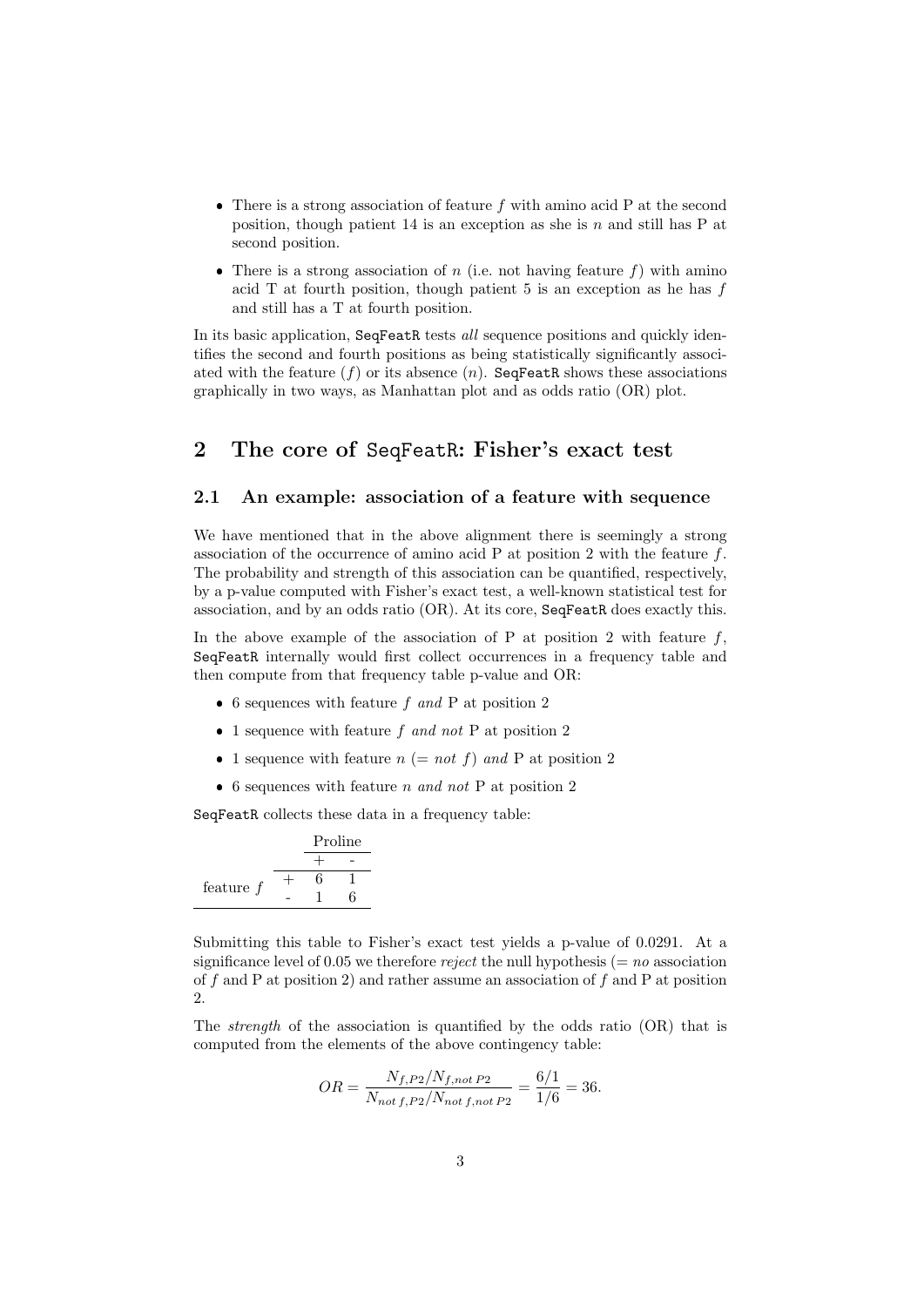- There is a strong association of feature $f$ with amino acid P at the second position, though patient 14 is an exception as she is $n$ and still has P at second position.
- There is a strong association of $n$ (i.e. not having feature $f$) with amino acid T at fourth position, though patient 5 is an exception as he has $f$ and still has a T at fourth position.

In its basic application, `SeqFeatR` tests *all* sequence positions and quickly identifies the second and fourth positions as being statistically significantly associated with the feature ($f$) or its absence ($n$). `SeqFeatR` shows these associations graphically in two ways, as Manhattan plot and as odds ratio (OR) plot.

## 2 The core of SeqFeatR: Fisher's exact test

### 2.1 An example: association of a feature with sequence

We have mentioned that in the above alignment there is seemingly a strong association of the occurrence of amino acid P at position 2 with the feature $f$. The probability and strength of this association can be quantified, respectively, by a p-value computed with Fisher's exact test, a well-known statistical test for association, and by an odds ratio (OR). At its core, `SeqFeatR` does exactly this.

In the above example of the association of P at position 2 with feature $f$, `SeqFeatR` internally would first collect occurrences in a frequency table and then compute from that frequency table p-value and OR:

- 6 sequences with feature $f$ *and* P at position 2
- 1 sequence with feature $f$ *and not* P at position 2
- 1 sequence with feature $n$ (= *not* $f$) *and* P at position 2
- 6 sequences with feature $n$ *and not* P at position 2

`SeqFeatR` collects these data in a frequency table:

| | | Proline | |
|---|---|---|---|
| | | + | - |
| feature $f$ | + | 6 | 1 |
| | - | 1 | 6 |

Submitting this table to Fisher's exact test yields a p-value of 0.0291. At a significance level of 0.05 we therefore *reject* the null hypothesis (= *no* association of $f$ and P at position 2) and rather assume an association of $f$ and P at position 2.

The *strength* of the association is quantified by the odds ratio (OR) that is computed from the elements of the above contingency table:

$$OR = \frac{N_{f,P2}/N_{f,not\,P2}}{N_{not\,f,P2}/N_{not\,f,not\,P2}} = \frac{6/1}{1/6} = 36.$$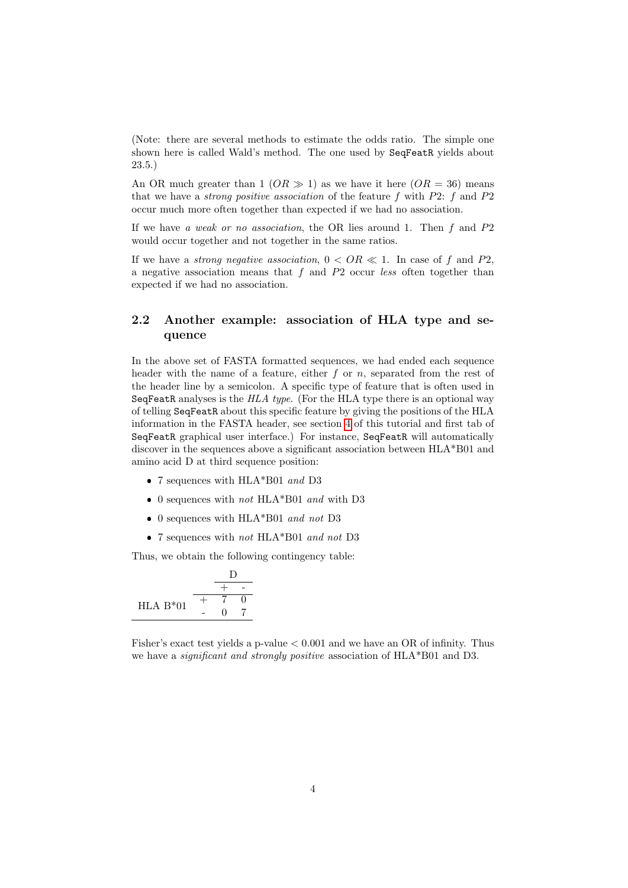(Note: there are several methods to estimate the odds ratio. The simple one shown here is called Wald's method. The one used by `SeqFeatR` yields about 23.5.)

An OR much greater than 1 ($OR \gg 1$) as we have it here ($OR = 36$) means that we have a *strong positive association* of the feature $f$ with $P2$: $f$ and $P2$ occur much more often together than expected if we had no association.

If we have *a weak or no association*, the OR lies around 1. Then $f$ and $P2$ would occur together and not together in the same ratios.

If we have a *strong negative association*, $0 < OR \ll 1$. In case of $f$ and $P2$, a negative association means that $f$ and $P2$ occur *less* often together than expected if we had no association.

## 2.2 Another example: association of HLA type and sequence

In the above set of FASTA formatted sequences, we had ended each sequence header with the name of a feature, either $f$ or $n$, separated from the rest of the header line by a semicolon. A specific type of feature that is often used in `SeqFeatR` analyses is the *HLA type*. (For the HLA type there is an optional way of telling `SeqFeatR` about this specific feature by giving the positions of the HLA information in the FASTA header, see section 4 of this tutorial and first tab of `SeqFeatR` graphical user interface.) For instance, `SeqFeatR` will automatically discover in the sequences above a significant association between HLA*B01 and amino acid D at third sequence position:

- 7 sequences with HLA*B01 *and* D3
- 0 sequences with *not* HLA*B01 *and* with D3
- 0 sequences with HLA*B01 *and not* D3
- 7 sequences with *not* HLA*B01 *and not* D3

Thus, we obtain the following contingency table:

| | | D | |
|---|---|---|---|
| | | + | - |
| HLA B*01 | + | 7 | 0 |
| | - | 0 | 7 |

Fisher's exact test yields a p-value $< 0.001$ and we have an OR of infinity. Thus we have a *significant and strongly positive* association of HLA*B01 and D3.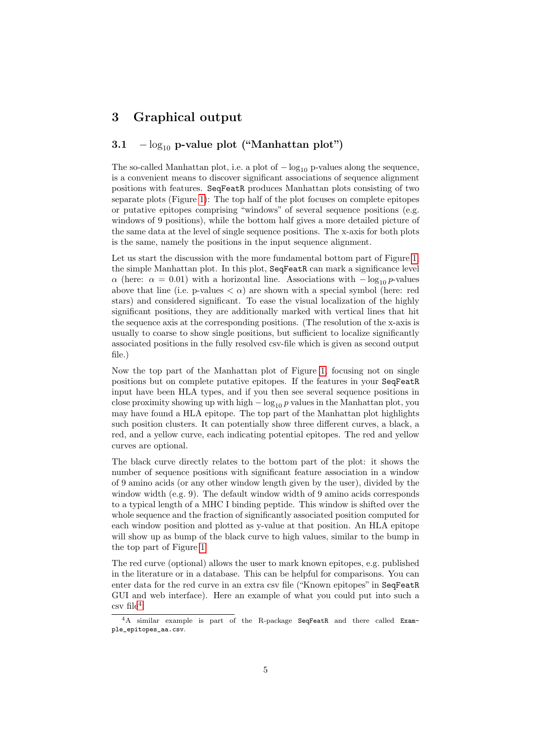# 3 Graphical output

## 3.1 $-\log_{10}$ p-value plot ("Manhattan plot")

The so-called Manhattan plot, i.e. a plot of $-\log_{10}$ p-values along the sequence, is a convenient means to discover significant associations of sequence alignment positions with features. `SeqFeatR` produces Manhattan plots consisting of two separate plots (Figure 1): The top half of the plot focuses on complete epitopes or putative epitopes comprising "windows" of several sequence positions (e.g. windows of 9 positions), while the bottom half gives a more detailed picture of the same data at the level of single sequence positions. The x-axis for both plots is the same, namely the positions in the input sequence alignment.

Let us start the discussion with the more fundamental bottom part of Figure 1, the simple Manhattan plot. In this plot, `SeqFeatR` can mark a significance level $\alpha$ (here: $\alpha = 0.01$) with a horizontal line. Associations with $-\log_{10} p$-values above that line (i.e. p-values $< \alpha$) are shown with a special symbol (here: red stars) and considered significant. To ease the visual localization of the highly significant positions, they are additionally marked with vertical lines that hit the sequence axis at the corresponding positions. (The resolution of the x-axis is usually to coarse to show single positions, but sufficient to localize significantly associated positions in the fully resolved csv-file which is given as second output file.)

Now the top part of the Manhattan plot of Figure 1, focusing not on single positions but on complete putative epitopes. If the features in your `SeqFeatR` input have been HLA types, and if you then see several sequence positions in close proximity showing up with high $-\log_{10} p$ values in the Manhattan plot, you may have found a HLA epitope. The top part of the Manhattan plot highlights such position clusters. It can potentially show three different curves, a black, a red, and a yellow curve, each indicating potential epitopes. The red and yellow curves are optional.

The black curve directly relates to the bottom part of the plot: it shows the number of sequence positions with significant feature association in a window of 9 amino acids (or any other window length given by the user), divided by the window width (e.g. 9). The default window width of 9 amino acids corresponds to a typical length of a MHC I binding peptide. This window is shifted over the whole sequence and the fraction of significantly associated position computed for each window position and plotted as y-value at that position. An HLA epitope will show up as bump of the black curve to high values, similar to the bump in the top part of Figure 1.

The red curve (optional) allows the user to mark known epitopes, e.g. published in the literature or in a database. This can be helpful for comparisons. You can enter data for the red curve in an extra csv file ("Known epitopes" in `SeqFeatR` GUI and web interface). Here an example of what you could put into such a csv file[4]:

[4] A similar example is part of the R-package `SeqFeatR` and there called `Example_epitopes_aa.csv`.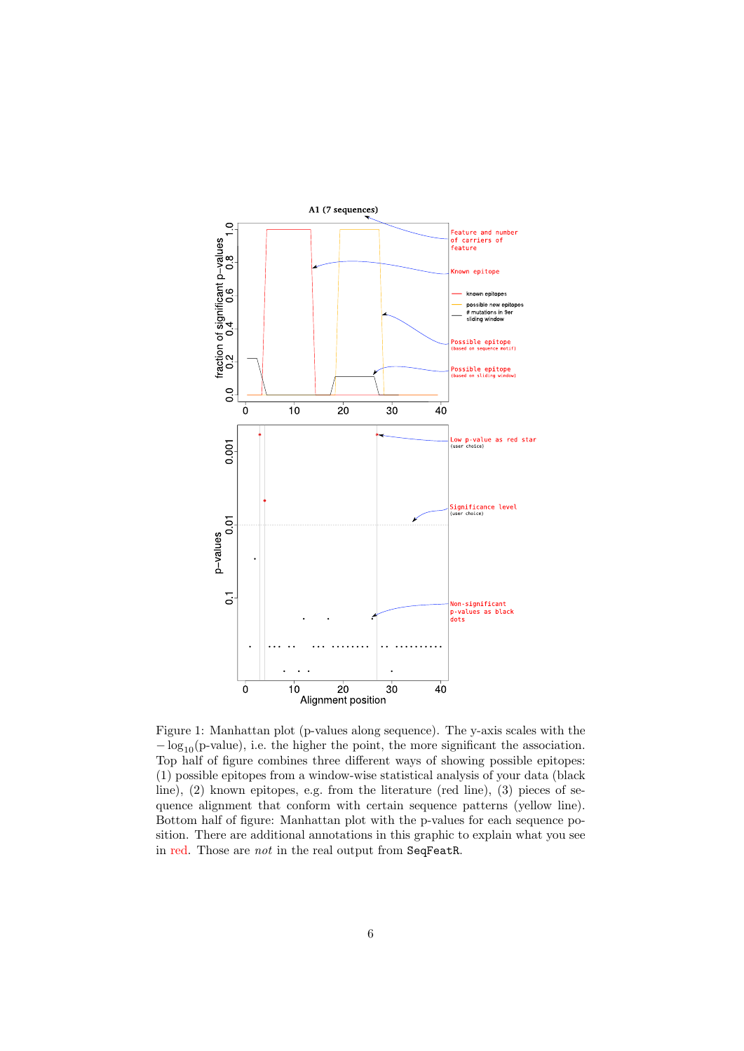Figure 1: Manhattan plot (p-values along sequence). The y-axis scales with the $-\log_{10}$(p-value), i.e. the higher the point, the more significant the association. Top half of figure combines three different ways of showing possible epitopes: (1) possible epitopes from a window-wise statistical analysis of your data (black line), (2) known epitopes, e.g. from the literature (red line), (3) pieces of sequence alignment that conform with certain sequence patterns (yellow line). Bottom half of figure: Manhattan plot with the p-values for each sequence position. There are additional annotations in this graphic to explain what you see in red. Those are *not* in the real output from `SeqFeatR`.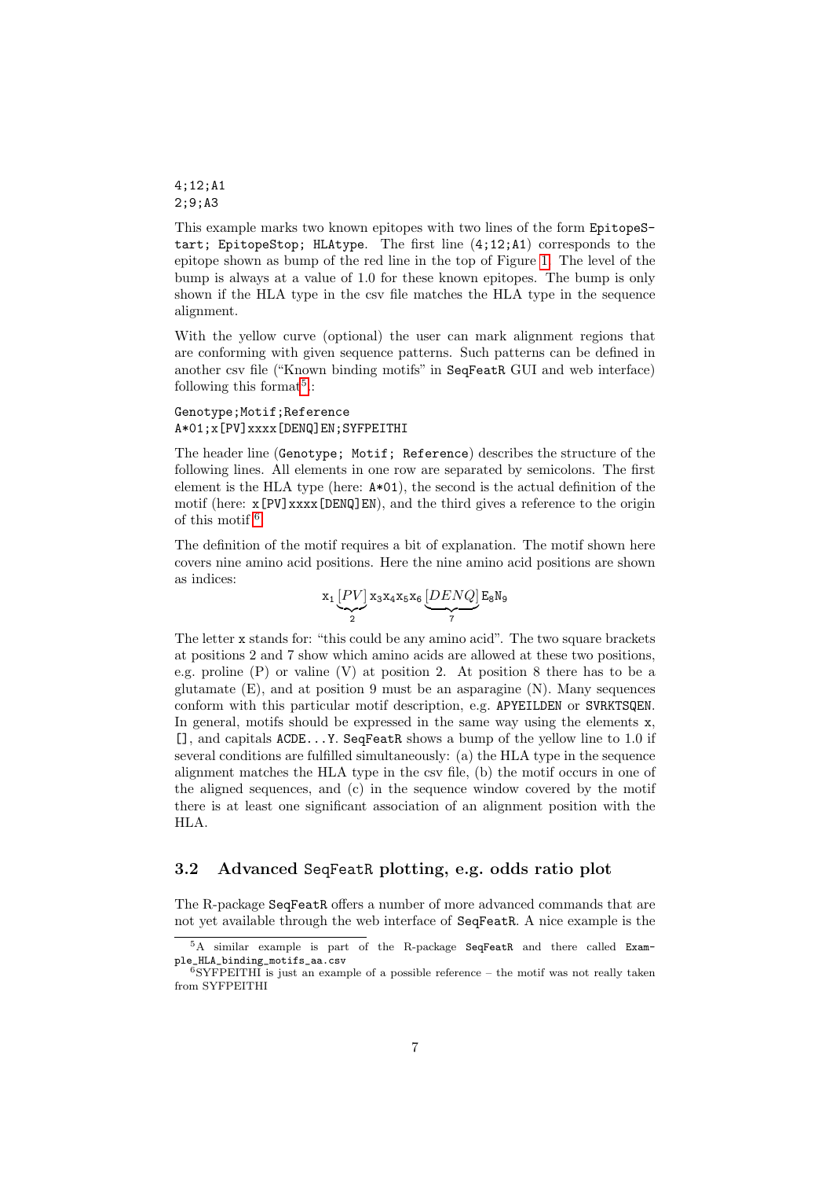```
4;12;A1
2;9;A3
```

This example marks two known epitopes with two lines of the form `EpitopeStart; EpitopeStop; HLAtype`. The first line (`4;12;A1`) corresponds to the epitope shown as bump of the red line in the top of Figure 1. The level of the bump is always at a value of 1.0 for these known epitopes. The bump is only shown if the HLA type in the csv file matches the HLA type in the sequence alignment.

With the yellow curve (optional) the user can mark alignment regions that are conforming with given sequence patterns. Such patterns can be defined in another csv file ("Known binding motifs" in `SeqFeatR` GUI and web interface) following this format[5]:

```
Genotype;Motif;Reference
A*01;x[PV]xxxx[DENQ]EN;SYFPEITHI
```

The header line (`Genotype; Motif; Reference`) describes the structure of the following lines. All elements in one row are separated by semicolons. The first element is the HLA type (here: `A*01`), the second is the actual definition of the motif (here: `x[PV]xxxx[DENQ]EN`), and the third gives a reference to the origin of this motif[6].

The definition of the motif requires a bit of explanation. The motif shown here covers nine amino acid positions. Here the nine amino acid positions are shown as indices:

$$\mathrm{x}_1 \underbrace{[PV]}_{2} \mathrm{x}_3\mathrm{x}_4\mathrm{x}_5\mathrm{x}_6 \underbrace{[DENQ]}_{7} \mathrm{E}_8\mathrm{N}_9$$

The letter `x` stands for: "this could be any amino acid". The two square brackets at positions 2 and 7 show which amino acids are allowed at these two positions, e.g. proline (P) or valine (V) at position 2. At position 8 there has to be a glutamate (E), and at position 9 must be an asparagine (N). Many sequences conform with this particular motif description, e.g. `APYEILDEN` or `SVRKTSQEN`. In general, motifs should be expressed in the same way using the elements `x`, `[]`, and capitals `ACDE...Y`. `SeqFeatR` shows a bump of the yellow line to 1.0 if several conditions are fulfilled simultaneously: (a) the HLA type in the sequence alignment matches the HLA type in the csv file, (b) the motif occurs in one of the aligned sequences, and (c) in the sequence window covered by the motif there is at least one significant association of an alignment position with the HLA.

## 3.2 Advanced `SeqFeatR` plotting, e.g. odds ratio plot

The R-package `SeqFeatR` offers a number of more advanced commands that are not yet available through the web interface of `SeqFeatR`. A nice example is the

---

[5] A similar example is part of the R-package `SeqFeatR` and there called `Example_HLA_binding_motifs_aa.csv`

[6] SYFPEITHI is just an example of a possible reference – the motif was not really taken from SYFPEITHI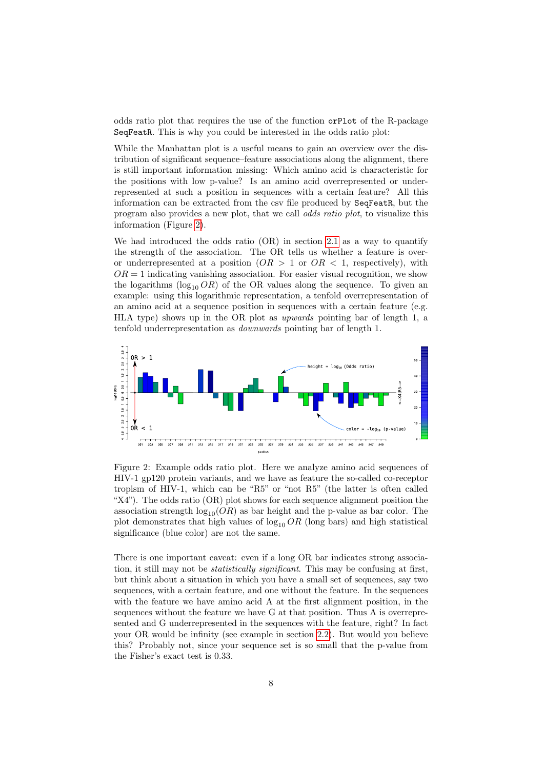odds ratio plot that requires the use of the function `orPlot` of the R-package `SeqFeatR`. This is why you could be interested in the odds ratio plot:

While the Manhattan plot is a useful means to gain an overview over the distribution of significant sequence–feature associations along the alignment, there is still important information missing: Which amino acid is characteristic for the positions with low p-value? Is an amino acid overrepresented or underrepresented at such a position in sequences with a certain feature? All this information can be extracted from the csv file produced by `SeqFeatR`, but the program also provides a new plot, that we call *odds ratio plot*, to visualize this information (Figure 2).

We had introduced the odds ratio (OR) in section 2.1 as a way to quantify the strength of the association. The OR tells us whether a feature is over- or underrepresented at a position ($OR > 1$ or $OR < 1$, respectively), with $OR = 1$ indicating vanishing association. For easier visual recognition, we show the logarithms ($\log_{10} OR$) of the OR values along the sequence. To given an example: using this logarithmic representation, a tenfold overrepresentation of an amino acid at a sequence position in sequences with a certain feature (e.g. HLA type) shows up in the OR plot as *upwards* pointing bar of length 1, a tenfold underrepresentation as *downwards* pointing bar of length 1.

Figure 2: Example odds ratio plot. Here we analyze amino acid sequences of HIV-1 gp120 protein variants, and we have as feature the so-called co-receptor tropism of HIV-1, which can be "R5" or "not R5" (the latter is often called "X4"). The odds ratio (OR) plot shows for each sequence alignment position the association strength $\log_{10}(OR)$ as bar height and the p-value as bar color. The plot demonstrates that high values of $\log_{10} OR$ (long bars) and high statistical significance (blue color) are not the same.

There is one important caveat: even if a long OR bar indicates strong association, it still may not be *statistically significant*. This may be confusing at first, but think about a situation in which you have a small set of sequences, say two sequences, with a certain feature, and one without the feature. In the sequences with the feature we have amino acid A at the first alignment position, in the sequences without the feature we have G at that position. Thus A is overrepresented and G underrepresented in the sequences with the feature, right? In fact your OR would be infinity (see example in section 2.2). But would you believe this? Probably not, since your sequence set is so small that the p-value from the Fisher's exact test is 0.33.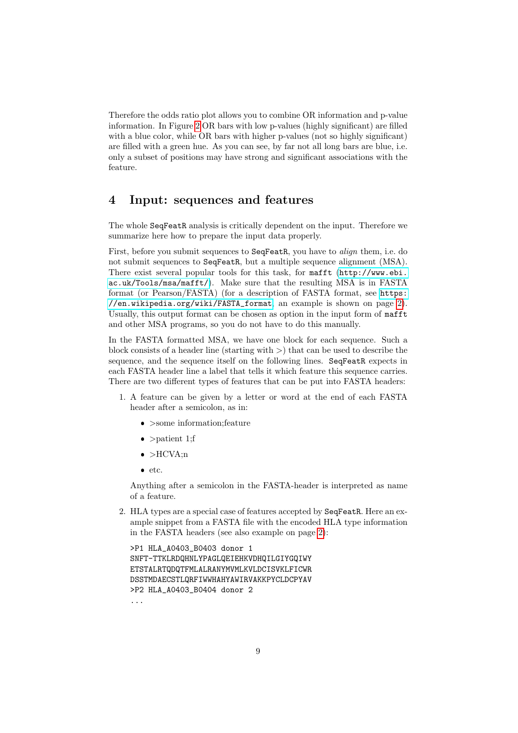Therefore the odds ratio plot allows you to combine OR information and p-value information. In Figure 2 OR bars with low p-values (highly significant) are filled with a blue color, while OR bars with higher p-values (not so highly significant) are filled with a green hue. As you can see, by far not all long bars are blue, i.e. only a subset of positions may have strong and significant associations with the feature.

## 4 Input: sequences and features

The whole `SeqFeatR` analysis is critically dependent on the input. Therefore we summarize here how to prepare the input data properly.

First, before you submit sequences to `SeqFeatR`, you have to *align* them, i.e. do not submit sequences to `SeqFeatR`, but a multiple sequence alignment (MSA). There exist several popular tools for this task, for `mafft` (`http://www.ebi.ac.uk/Tools/msa/mafft/`). Make sure that the resulting MSA is in FASTA format (or Pearson/FASTA) (for a description of FASTA format, see `https://en.wikipedia.org/wiki/FASTA_format`, an example is shown on page 2). Usually, this output format can be chosen as option in the input form of `mafft` and other MSA programs, so you do not have to do this manually.

In the FASTA formatted MSA, we have one block for each sequence. Such a block consists of a header line (starting with >) that can be used to describe the sequence, and the sequence itself on the following lines. `SeqFeatR` expects in each FASTA header line a label that tells it which feature this sequence carries. There are two different types of features that can be put into FASTA headers:

1. A feature can be given by a letter or word at the end of each FASTA header after a semicolon, as in:

   - >some information;feature
   - >patient 1;f
   - >HCVA;n
   - etc.

   Anything after a semicolon in the FASTA-header is interpreted as name of a feature.

2. HLA types are a special case of features accepted by `SeqFeatR`. Here an example snippet from a FASTA file with the encoded HLA type information in the FASTA headers (see also example on page 2):

   ```
   >P1 HLA_A0403_B0403 donor 1
   SNFT-TTKLRDQHNLYPAGLQEIEHKVDHQILGIYGQIWY
   ETSTALRTQDQTFMLALRANYMVMLKVLDCISVKLFICWR
   DSSTMDAECSTLQRFIWWHAHYAWIRVAKKPYCLDCPYAV
   >P2 HLA_A0403_B0404 donor 2
   ...
   ```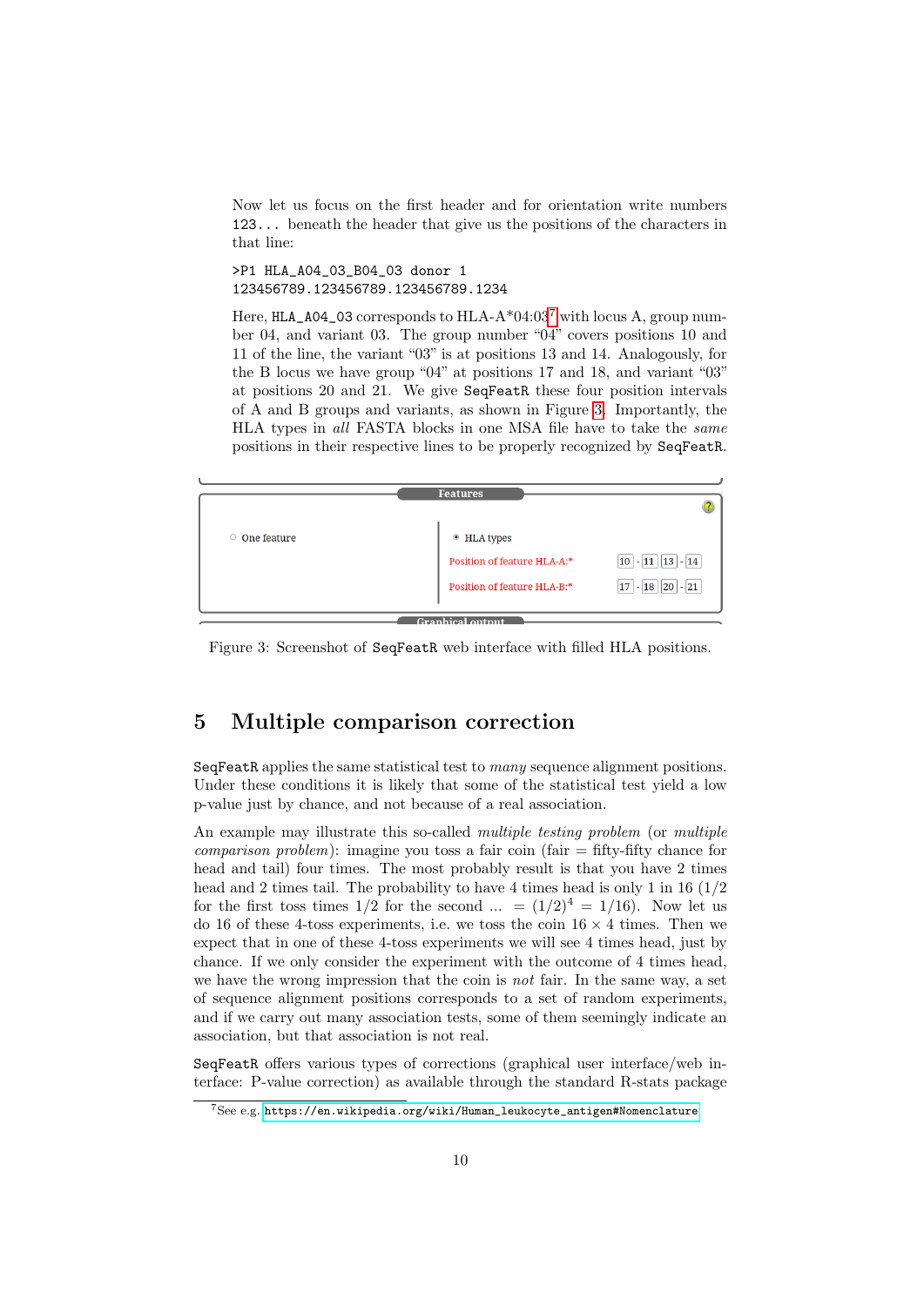Now let us focus on the first header and for orientation write numbers 123... beneath the header that give us the positions of the characters in that line:

```
>P1 HLA_A04_03_B04_03 donor 1
123456789.123456789.123456789.1234
```

Here, `HLA_A04_03` corresponds to HLA-A*04:03[7] with locus A, group number 04, and variant 03. The group number "04" covers positions 10 and 11 of the line, the variant "03" is at positions 13 and 14. Analogously, for the B locus we have group "04" at positions 17 and 18, and variant "03" at positions 20 and 21. We give `SeqFeatR` these four position intervals of A and B groups and variants, as shown in Figure 3. Importantly, the HLA types in *all* FASTA blocks in one MSA file have to take the *same* positions in their respective lines to be properly recognized by `SeqFeatR`.

Figure 3: Screenshot of `SeqFeatR` web interface with filled HLA positions.

## 5 Multiple comparison correction

`SeqFeatR` applies the same statistical test to *many* sequence alignment positions. Under these conditions it is likely that some of the statistical test yield a low p-value just by chance, and not because of a real association.

An example may illustrate this so-called *multiple testing problem* (or *multiple comparison problem*): imagine you toss a fair coin (fair = fifty-fifty chance for head and tail) four times. The most probably result is that you have 2 times head and 2 times tail. The probability to have 4 times head is only 1 in 16 (1/2 for the first toss times 1/2 for the second ... $= (1/2)^4 = 1/16$). Now let us do 16 of these 4-toss experiments, i.e. we toss the coin $16 \times 4$ times. Then we expect that in one of these 4-toss experiments we will see 4 times head, just by chance. If we only consider the experiment with the outcome of 4 times head, we have the wrong impression that the coin is *not* fair. In the same way, a set of sequence alignment positions corresponds to a set of random experiments, and if we carry out many association tests, some of them seemingly indicate an association, but that association is not real.

`SeqFeatR` offers various types of corrections (graphical user interface/web interface: P-value correction) as available through the standard R-stats package

[7] See e.g. https://en.wikipedia.org/wiki/Human_leukocyte_antigen#Nomenclature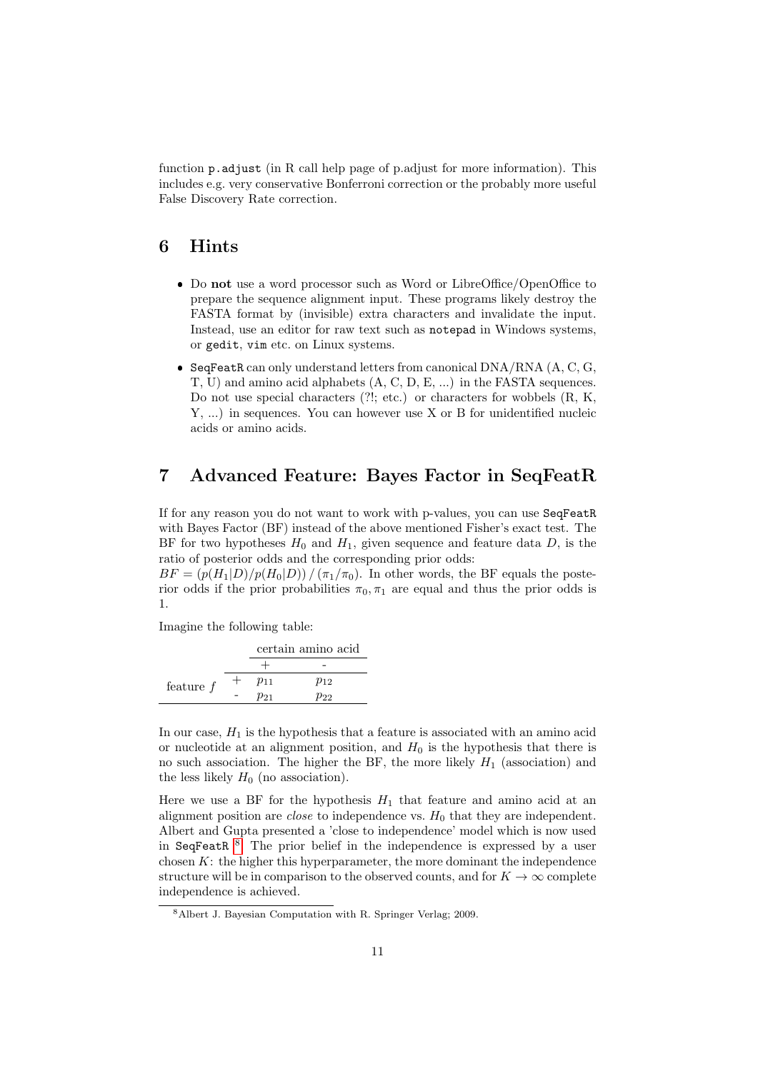function `p.adjust` (in R call help page of p.adjust for more information). This includes e.g. very conservative Bonferroni correction or the probably more useful False Discovery Rate correction.

## 6 Hints

- Do **not** use a word processor such as Word or LibreOffice/OpenOffice to prepare the sequence alignment input. These programs likely destroy the FASTA format by (invisible) extra characters and invalidate the input. Instead, use an editor for raw text such as `notepad` in Windows systems, or `gedit`, `vim` etc. on Linux systems.
- `SeqFeatR` can only understand letters from canonical DNA/RNA (A, C, G, T, U) and amino acid alphabets (A, C, D, E, ...) in the FASTA sequences. Do not use special characters (?!; etc.) or characters for wobbels (R, K, Y, ...) in sequences. You can however use X or B for unidentified nucleic acids or amino acids.

## 7 Advanced Feature: Bayes Factor in SeqFeatR

If for any reason you do not want to work with p-values, you can use `SeqFeatR` with Bayes Factor (BF) instead of the above mentioned Fisher's exact test. The BF for two hypotheses $H_0$ and $H_1$, given sequence and feature data $D$, is the ratio of posterior odds and the corresponding prior odds:
$BF = (p(H_1|D)/p(H_0|D)) / (\pi_1/\pi_0)$. In other words, the BF equals the posterior odds if the prior probabilities $\pi_0, \pi_1$ are equal and thus the prior odds is 1.

Imagine the following table:

| | | certain amino acid | |
|---|---|---|---|
| | | + | - |
| feature $f$ | + | $p_{11}$ | $p_{12}$ |
| | - | $p_{21}$ | $p_{22}$ |

In our case, $H_1$ is the hypothesis that a feature is associated with an amino acid or nucleotide at an alignment position, and $H_0$ is the hypothesis that there is no such association. The higher the BF, the more likely $H_1$ (association) and the less likely $H_0$ (no association).

Here we use a BF for the hypothesis $H_1$ that feature and amino acid at an alignment position are *close* to independence vs. $H_0$ that they are independent. Albert and Gupta presented a 'close to independence' model which is now used in `SeqFeatR` [8]. The prior belief in the independence is expressed by a user chosen $K$: the higher this hyperparameter, the more dominant the independence structure will be in comparison to the observed counts, and for $K \to \infty$ complete independence is achieved.

[8] Albert J. Bayesian Computation with R. Springer Verlag; 2009.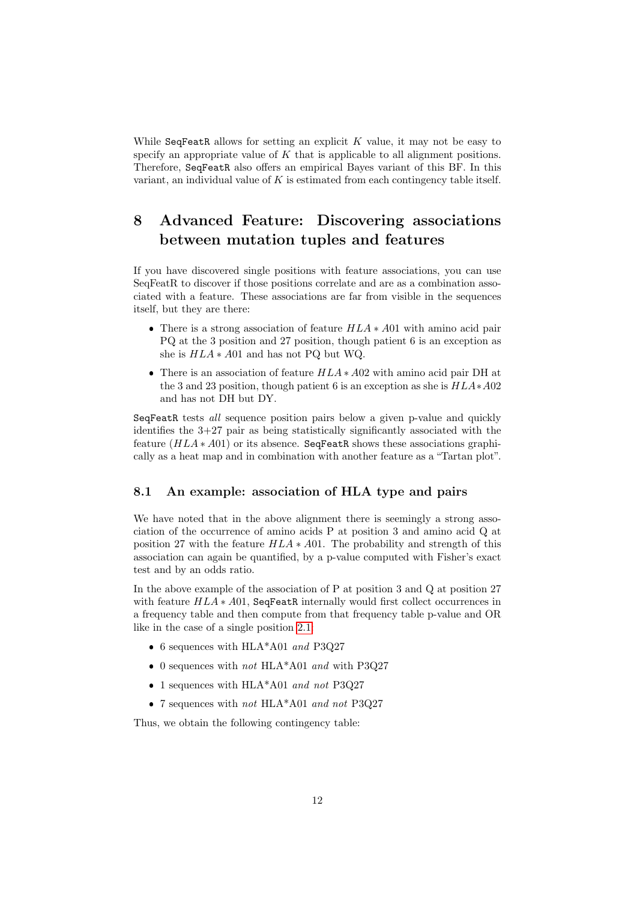While SeqFeatR allows for setting an explicit $K$ value, it may not be easy to specify an appropriate value of $K$ that is applicable to all alignment positions. Therefore, SeqFeatR also offers an empirical Bayes variant of this BF. In this variant, an individual value of $K$ is estimated from each contingency table itself.

# 8 Advanced Feature: Discovering associations between mutation tuples and features

If you have discovered single positions with feature associations, you can use SeqFeatR to discover if those positions correlate and are as a combination associated with a feature. These associations are far from visible in the sequences itself, but they are there:

- There is a strong association of feature $HLA*A01$ with amino acid pair PQ at the 3 position and 27 position, though patient 6 is an exception as she is $HLA*A01$ and has not PQ but WQ.
- There is an association of feature $HLA*A02$ with amino acid pair DH at the 3 and 23 position, though patient 6 is an exception as she is $HLA*A02$ and has not DH but DY.

SeqFeatR tests *all* sequence position pairs below a given p-value and quickly identifies the 3+27 pair as being statistically significantly associated with the feature ($HLA*A01$) or its absence. SeqFeatR shows these associations graphically as a heat map and in combination with another feature as a "Tartan plot".

## 8.1 An example: association of HLA type and pairs

We have noted that in the above alignment there is seemingly a strong association of the occurrence of amino acids P at position 3 and amino acid Q at position 27 with the feature $HLA*A01$. The probability and strength of this association can again be quantified, by a p-value computed with Fisher's exact test and by an odds ratio.

In the above example of the association of P at position 3 and Q at position 27 with feature $HLA*A01$, SeqFeatR internally would first collect occurrences in a frequency table and then compute from that frequency table p-value and OR like in the case of a single position 2.1

- 6 sequences with HLA*A01 *and* P3Q27
- 0 sequences with *not* HLA*A01 *and* with P3Q27
- 1 sequences with HLA*A01 *and not* P3Q27
- 7 sequences with *not* HLA*A01 *and not* P3Q27

Thus, we obtain the following contingency table: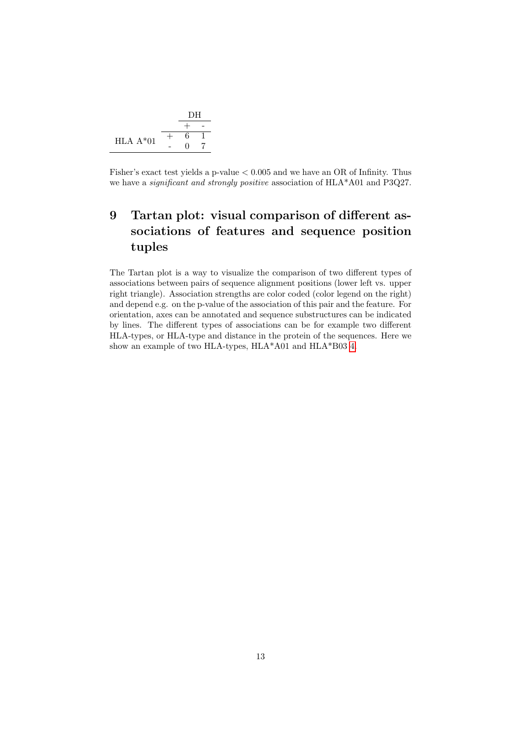| | | DH | |
|---|---|---|---|
| | | + | - |
| HLA A*01 | + | 6 | 1 |
| | - | 0 | 7 |

Fisher's exact test yields a p-value $< 0.005$ and we have an OR of Infinity. Thus we have a *significant and strongly positive* association of HLA*A01 and P3Q27.

# 9 Tartan plot: visual comparison of different associations of features and sequence position tuples

The Tartan plot is a way to visualize the comparison of two different types of associations between pairs of sequence alignment positions (lower left vs. upper right triangle). Association strengths are color coded (color legend on the right) and depend e.g. on the p-value of the association of this pair and the feature. For orientation, axes can be annotated and sequence substructures can be indicated by lines. The different types of associations can be for example two different HLA-types, or HLA-type and distance in the protein of the sequences. Here we show an example of two HLA-types, HLA*A01 and HLA*B03 4.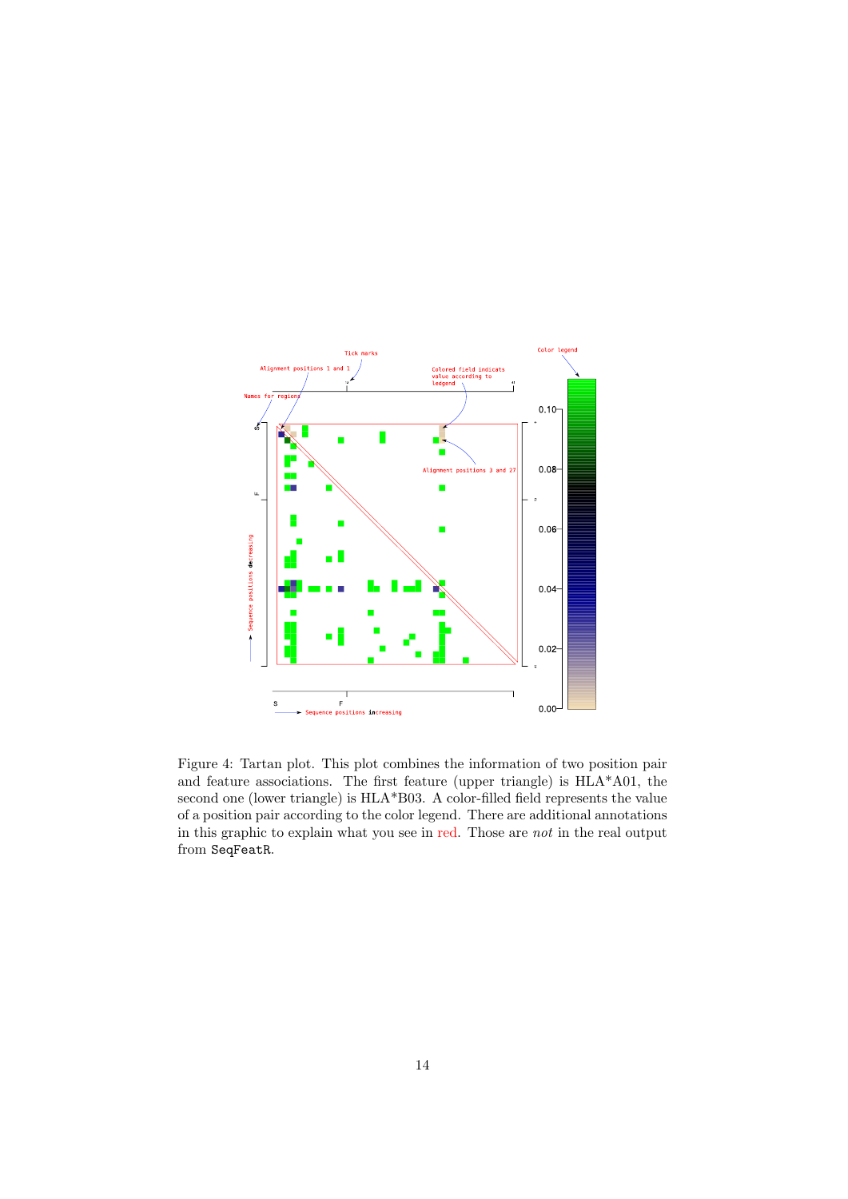Tick marks

Alignment positions 1 and 1

Colored field indicats value according to ledgend

Color legend

Names for regions

S

F

Alignment positions 3 and 27

Sequence positions decreasing

0.10

0.08

0.06

0.04

0.02

0.00

S

F

Sequence positions increasing

Figure 4: Tartan plot. This plot combines the information of two position pair and feature associations. The first feature (upper triangle) is HLA*A01, the second one (lower triangle) is HLA*B03. A color-filled field represents the value of a position pair according to the color legend. There are additional annotations in this graphic to explain what you see in red. Those are *not* in the real output from SeqFeatR.